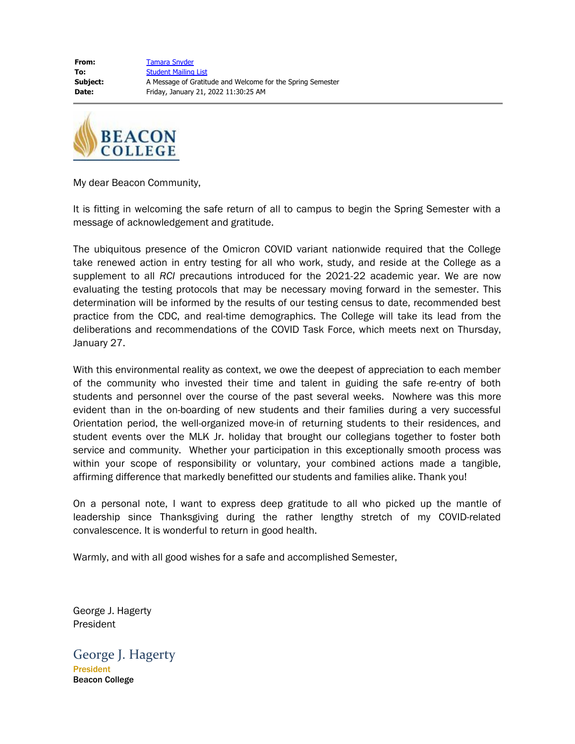**From:** Tamara Snyder
**To:** Student Mailing List
**Subject:** A Message of Gratitude and Welcome for the Spring Semester
**Date:** Friday, January 21, 2022 11:30:25 AM

BEACON COLLEGE

My dear Beacon Community,

It is fitting in welcoming the safe return of all to campus to begin the Spring Semester with a message of acknowledgement and gratitude.

The ubiquitous presence of the Omicron COVID variant nationwide required that the College take renewed action in entry testing for all who work, study, and reside at the College as a supplement to all *RCI* precautions introduced for the 2021-22 academic year. We are now evaluating the testing protocols that may be necessary moving forward in the semester. This determination will be informed by the results of our testing census to date, recommended best practice from the CDC, and real-time demographics. The College will take its lead from the deliberations and recommendations of the COVID Task Force, which meets next on Thursday, January 27.

With this environmental reality as context, we owe the deepest of appreciation to each member of the community who invested their time and talent in guiding the safe re-entry of both students and personnel over the course of the past several weeks. Nowhere was this more evident than in the on-boarding of new students and their families during a very successful Orientation period, the well-organized move-in of returning students to their residences, and student events over the MLK Jr. holiday that brought our collegians together to foster both service and community. Whether your participation in this exceptionally smooth process was within your scope of responsibility or voluntary, your combined actions made a tangible, affirming difference that markedly benefitted our students and families alike. Thank you!

On a personal note, I want to express deep gratitude to all who picked up the mantle of leadership since Thanksgiving during the rather lengthy stretch of my COVID-related convalescence. It is wonderful to return in good health.

Warmly, and with all good wishes for a safe and accomplished Semester,

George J. Hagerty
President

George J. Hagerty
**President**
**Beacon College**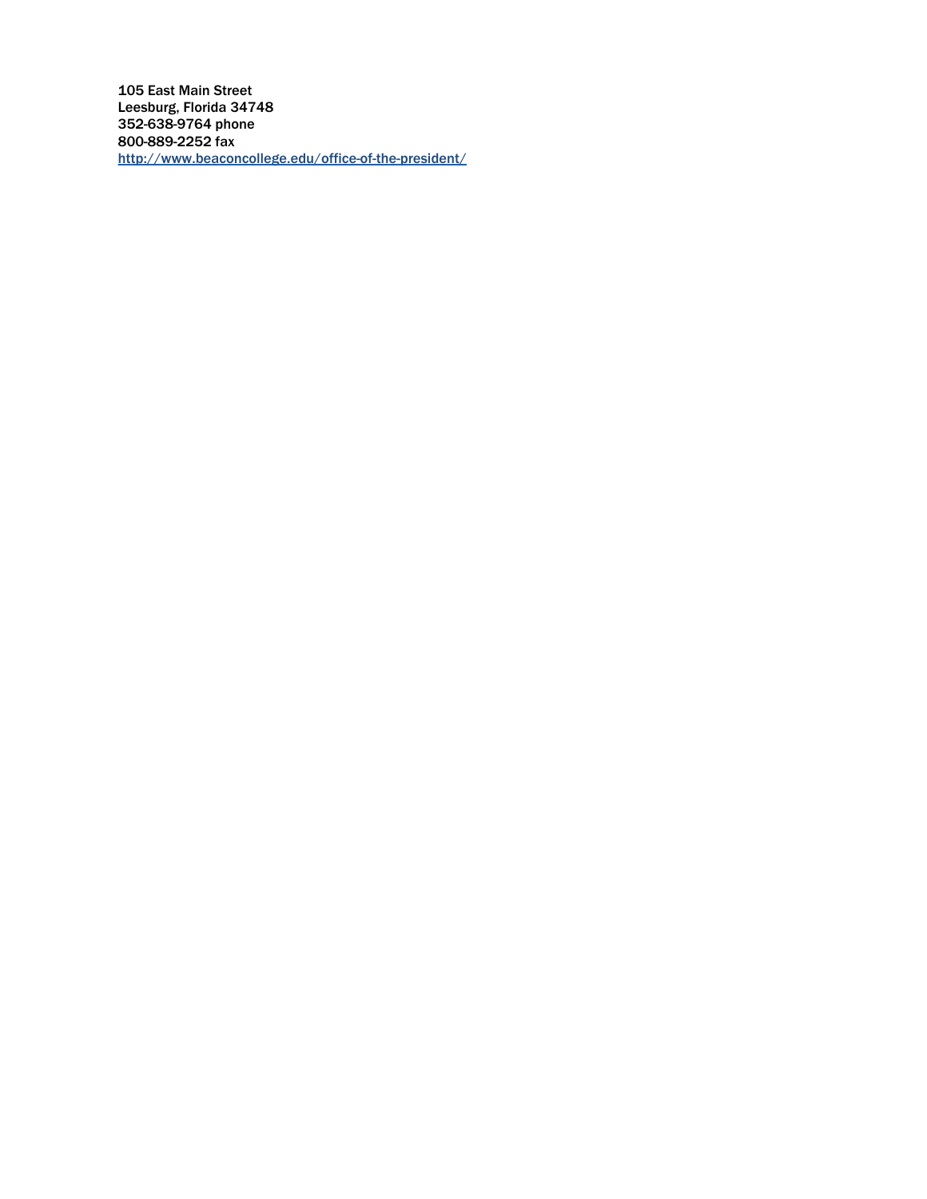**105 East Main Street**
**Leesburg, Florida 34748**
**352-638-9764 phone**
**800-889-2252 fax**
[http://www.beaconcollege.edu/office-of-the-president/](http://www.beaconcollege.edu/office-of-the-president/)